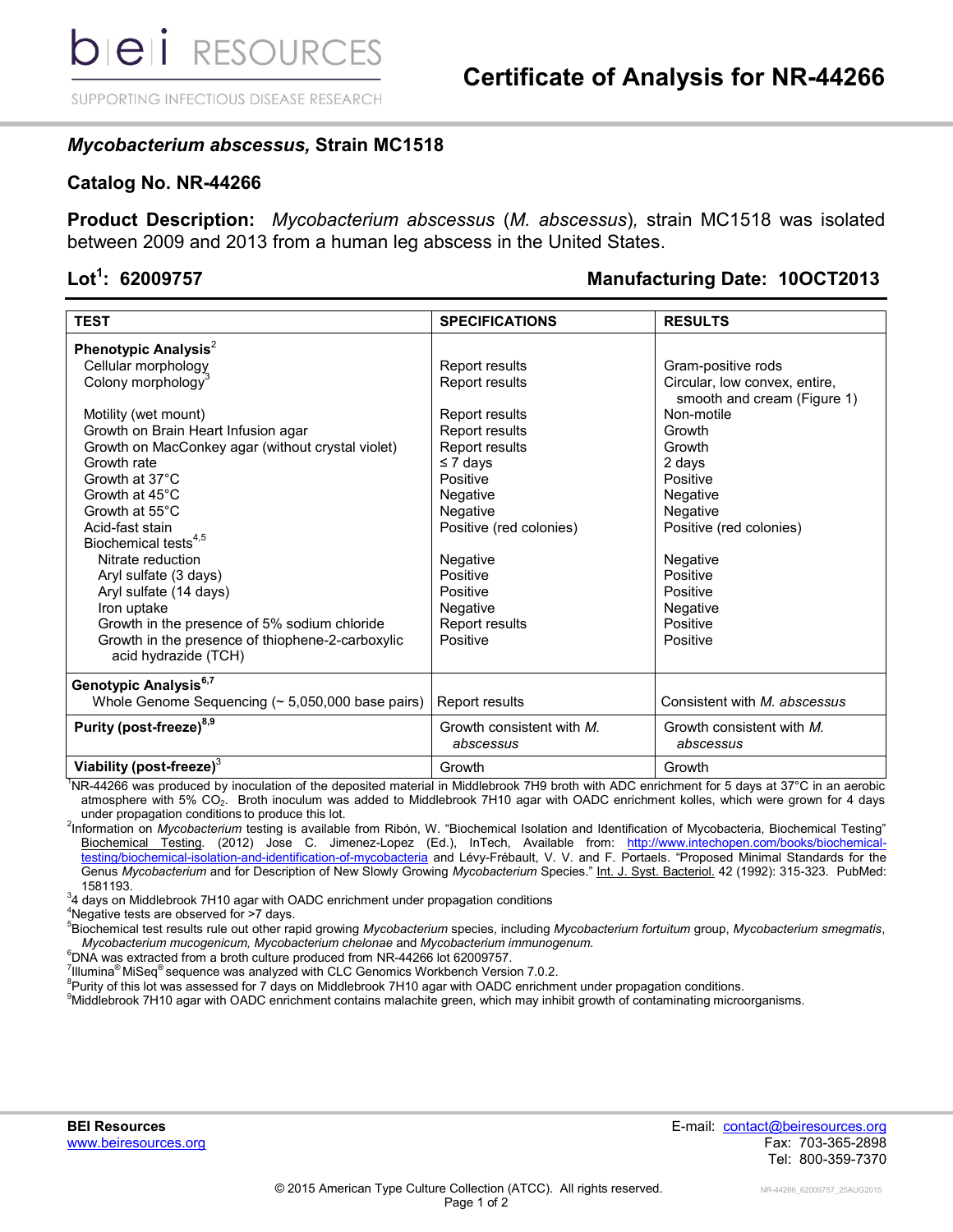bei RESOURCES

SUPPORTING INFECTIOUS DISEASE RESEARCH

# Certificate of Analysis for NR-44266

## *Mycobacterium abscessus,* Strain MC1518

## Catalog No. NR-44266

**Product Description:** *Mycobacterium abscessus* (*M. abscessus*), strain MC1518 was isolated between 2009 and 2013 from a human leg abscess in the United States.

**Lot[1]: 62009757** **Manufacturing Date: 10OCT2013**

| TEST | SPECIFICATIONS | RESULTS |
|---|---|---|
| **Phenotypic Analysis[2]** | | |
| Cellular morphology | Report results | Gram-positive rods |
| Colony morphology[3] | Report results | Circular, low convex, entire, smooth and cream (Figure 1) |
| Motility (wet mount) | Report results | Non-motile |
| Growth on Brain Heart Infusion agar | Report results | Growth |
| Growth on MacConkey agar (without crystal violet) | Report results | Growth |
| Growth rate | ≤ 7 days | 2 days |
| Growth at 37°C | Positive | Positive |
| Growth at 45°C | Negative | Negative |
| Growth at 55°C | Negative | Negative |
| Acid-fast stain | Positive (red colonies) | Positive (red colonies) |
| Biochemical tests[4,5] | | |
| Nitrate reduction | Negative | Negative |
| Aryl sulfate (3 days) | Positive | Positive |
| Aryl sulfate (14 days) | Positive | Positive |
| Iron uptake | Negative | Negative |
| Growth in the presence of 5% sodium chloride | Report results | Positive |
| Growth in the presence of thiophene-2-carboxylic acid hydrazide (TCH) | Positive | Positive |
| **Genotypic Analysis[6,7]** | | |
| Whole Genome Sequencing (~ 5,050,000 base pairs) | Report results | Consistent with *M. abscessus* |
| **Purity (post-freeze)[8,9]** | Growth consistent with *M. abscessus* | Growth consistent with *M. abscessus* |
| **Viability (post-freeze)[3]** | Growth | Growth |

[1]NR-44266 was produced by inoculation of the deposited material in Middlebrook 7H9 broth with ADC enrichment for 5 days at 37°C in an aerobic atmosphere with 5% $CO_2$. Broth inoculum was added to Middlebrook 7H10 agar with OADC enrichment kolles, which were grown for 4 days under propagation conditions to produce this lot.

[2]Information on *Mycobacterium* testing is available from Ribón, W. "Biochemical Isolation and Identification of Mycobacteria, Biochemical Testing" Biochemical Testing. (2012) Jose C. Jimenez-Lopez (Ed.), InTech, Available from: http://www.intechopen.com/books/biochemical-testing/biochemical-isolation-and-identification-of-mycobacteria and Lévy-Frébault, V. V. and F. Portaels. "Proposed Minimal Standards for the Genus *Mycobacterium* and for Description of New Slowly Growing *Mycobacterium* Species." Int. J. Syst. Bacteriol. 42 (1992): 315-323. PubMed: 1581193.

[3]4 days on Middlebrook 7H10 agar with OADC enrichment under propagation conditions

[4]Negative tests are observed for >7 days.

[5]Biochemical test results rule out other rapid growing *Mycobacterium* species, including *Mycobacterium fortuitum* group, *Mycobacterium smegmatis*, *Mycobacterium mucogenicum, Mycobacterium chelonae* and *Mycobacterium immunogenum.*

[6]DNA was extracted from a broth culture produced from NR-44266 lot 62009757.

[7]Illumina® MiSeq® sequence was analyzed with CLC Genomics Workbench Version 7.0.2.

[8]Purity of this lot was assessed for 7 days on Middlebrook 7H10 agar with OADC enrichment under propagation conditions.

[9]Middlebrook 7H10 agar with OADC enrichment contains malachite green, which may inhibit growth of contaminating microorganisms.

**BEI Resources**
www.beiresources.org

E-mail: contact@beiresources.org
Fax: 703-365-2898
Tel: 800-359-7370

© 2015 American Type Culture Collection (ATCC). All rights reserved.

NR-44266_62009757_25AUG2015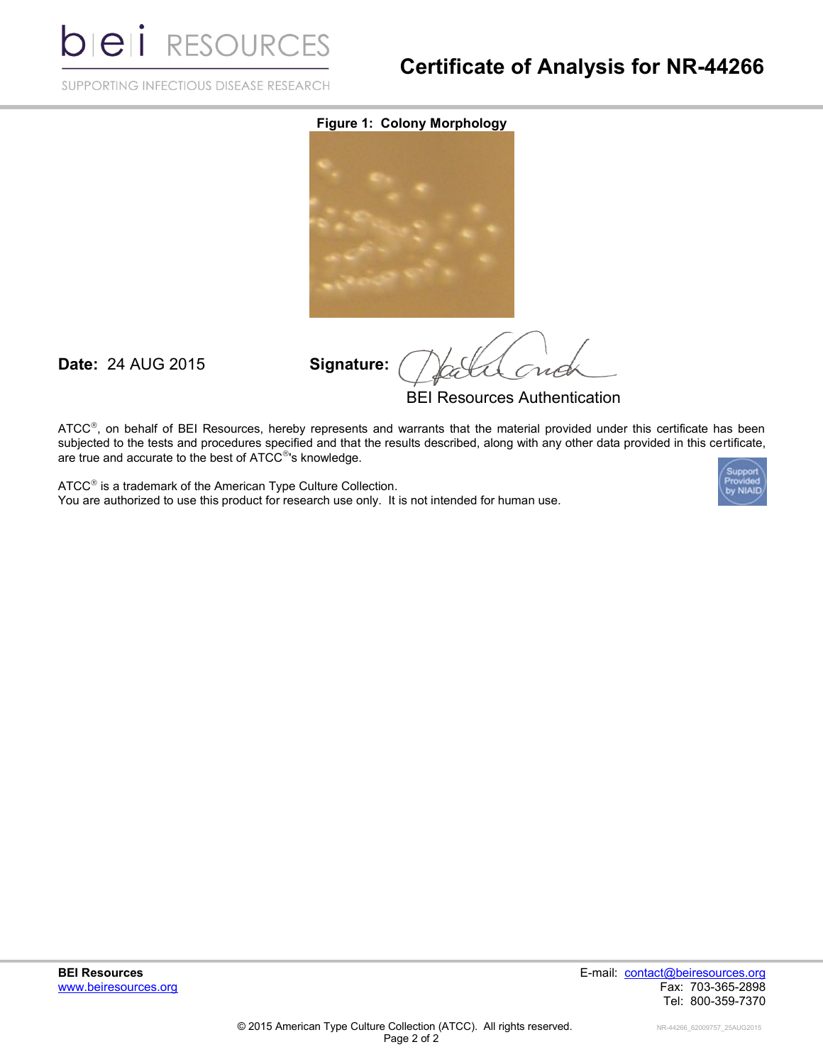**Figure 1: Colony Morphology**

**Date:** 24 AUG 2015

**Signature:**

BEI Resources Authentication

ATCC®, on behalf of BEI Resources, hereby represents and warrants that the material provided under this certificate has been subjected to the tests and procedures specified and that the results described, along with any other data provided in this certificate, are true and accurate to the best of ATCC®'s knowledge.

ATCC® is a trademark of the American Type Culture Collection.
You are authorized to use this product for research use only. It is not intended for human use.

**BEI Resources**
www.beiresources.org

E-mail: contact@beiresources.org
Fax: 703-365-2898
Tel: 800-359-7370

© 2015 American Type Culture Collection (ATCC). All rights reserved.

NR-44266_62009757_25AUG2015